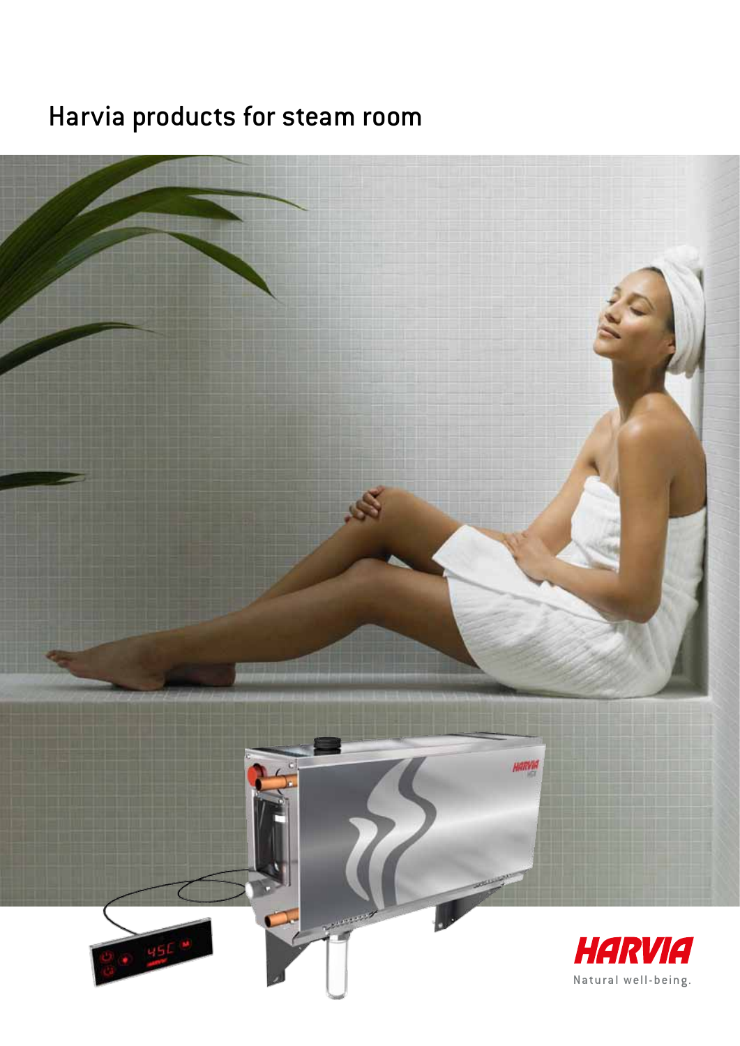# Harvia products for steam room

HARVIA

Natural well-being.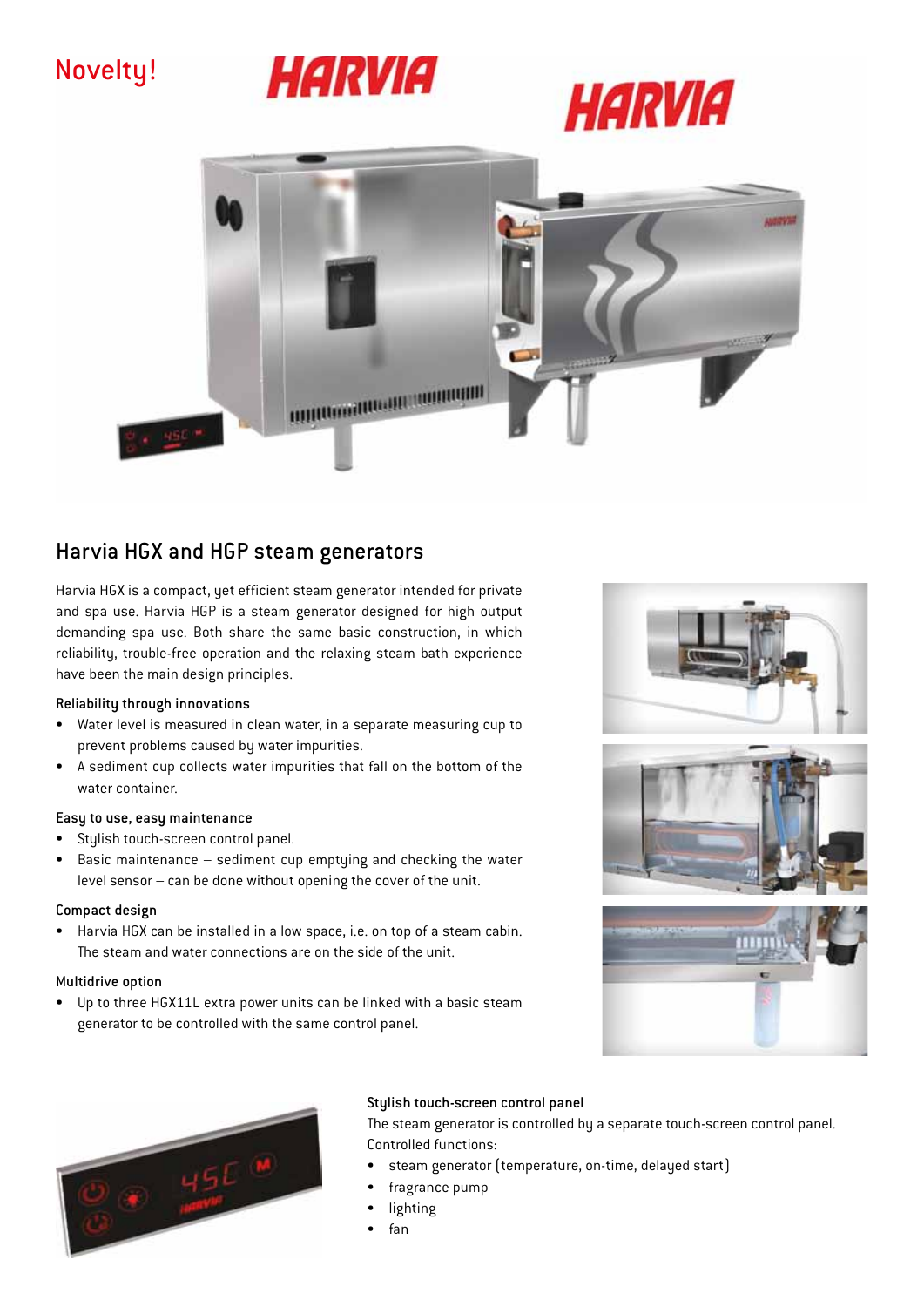Novelty!

## Harvia HGX and HGP steam generators

Harvia HGX is a compact, yet efficient steam generator intended for private and spa use. Harvia HGP is a steam generator designed for high output demanding spa use. Both share the same basic construction, in which reliability, trouble-free operation and the relaxing steam bath experience have been the main design principles.

### Reliability through innovations

- Water level is measured in clean water, in a separate measuring cup to prevent problems caused by water impurities.
- A sediment cup collects water impurities that fall on the bottom of the water container.

### Easy to use, easy maintenance

- Stylish touch-screen control panel.
- Basic maintenance – sediment cup emptying and checking the water level sensor – can be done without opening the cover of the unit.

### Compact design

- Harvia HGX can be installed in a low space, i.e. on top of a steam cabin. The steam and water connections are on the side of the unit.

### Multidrive option

- Up to three HGX11L extra power units can be linked with a basic steam generator to be controlled with the same control panel.

### Stylish touch-screen control panel

The steam generator is controlled by a separate touch-screen control panel. Controlled functions:

- steam generator (temperature, on-time, delayed start)
- fragrance pump
- lighting
- fan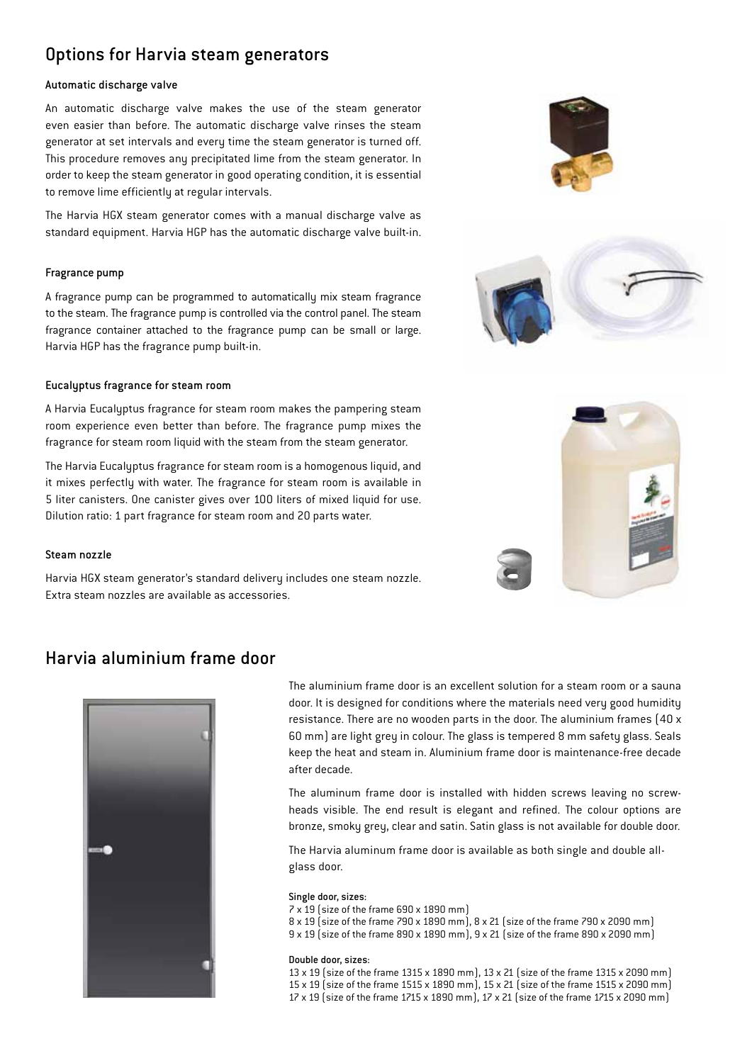## Options for Harvia steam generators

### Automatic discharge valve

An automatic discharge valve makes the use of the steam generator even easier than before. The automatic discharge valve rinses the steam generator at set intervals and every time the steam generator is turned off. This procedure removes any precipitated lime from the steam generator. In order to keep the steam generator in good operating condition, it is essential to remove lime efficiently at regular intervals.

The Harvia HGX steam generator comes with a manual discharge valve as standard equipment. Harvia HGP has the automatic discharge valve built-in.

### Fragrance pump

A fragrance pump can be programmed to automatically mix steam fragrance to the steam. The fragrance pump is controlled via the control panel. The steam fragrance container attached to the fragrance pump can be small or large. Harvia HGP has the fragrance pump built-in.

### Eucalyptus fragrance for steam room

A Harvia Eucalyptus fragrance for steam room makes the pampering steam room experience even better than before. The fragrance pump mixes the fragrance for steam room liquid with the steam from the steam generator.

The Harvia Eucalyptus fragrance for steam room is a homogenous liquid, and it mixes perfectly with water. The fragrance for steam room is available in 5 liter canisters. One canister gives over 100 liters of mixed liquid for use. Dilution ratio: 1 part fragrance for steam room and 20 parts water.

### Steam nozzle

Harvia HGX steam generator's standard delivery includes one steam nozzle. Extra steam nozzles are available as accessories.

## Harvia aluminium frame door

The aluminium frame door is an excellent solution for a steam room or a sauna door. It is designed for conditions where the materials need very good humidity resistance. There are no wooden parts in the door. The aluminium frames (40 x 60 mm) are light grey in colour. The glass is tempered 8 mm safety glass. Seals keep the heat and steam in. Aluminium frame door is maintenance-free decade after decade.

The aluminum frame door is installed with hidden screws leaving no screw-heads visible. The end result is elegant and refined. The colour options are bronze, smoky grey, clear and satin. Satin glass is not available for double door.

The Harvia aluminum frame door is available as both single and double all-glass door.

**Single door, sizes:**
7 x 19 (size of the frame 690 x 1890 mm)
8 x 19 (size of the frame 790 x 1890 mm), 8 x 21 (size of the frame 790 x 2090 mm)
9 x 19 (size of the frame 890 x 1890 mm), 9 x 21 (size of the frame 890 x 2090 mm)

**Double door, sizes:**
13 x 19 (size of the frame 1315 x 1890 mm), 13 x 21 (size of the frame 1315 x 2090 mm)
15 x 19 (size of the frame 1515 x 1890 mm), 15 x 21 (size of the frame 1515 x 2090 mm)
17 x 19 (size of the frame 1715 x 1890 mm), 17 x 21 (size of the frame 1715 x 2090 mm)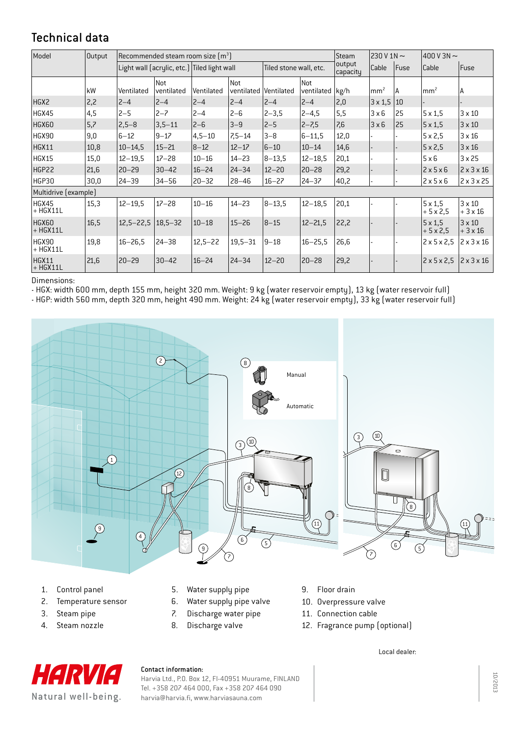## Technical data

| Model | Output | Recommended steam room size (m³) | | | | | | Steam output capacity | 230 V 1N ~ | | 400 V 3N ~ | |
|---|---|---|---|---|---|---|---|---|---|---|---|---|
| | | Light wall (acrylic, etc.) | | Tiled light wall | | Tiled stone wall, etc. | | | Cable | Fuse | Cable | Fuse |
| | kW | Ventilated | Not ventilated | Ventilated | Not ventilated | Ventilated | Not ventilated | kg/h | mm² | A | mm² | A |
| HGX2 | 2,2 | 2–4 | 2–4 | 2–4 | 2–4 | 2–4 | 2–4 | 2,0 | 3 x 1,5 | 10 | - | - |
| HGX45 | 4,5 | 2–5 | 2–7 | 2–4 | 2–6 | 2–3,5 | 2–4,5 | 5,5 | 3 x 6 | 25 | 5 x 1,5 | 3 x 10 |
| HGX60 | 5,7 | 2,5–8 | 3,5–11 | 2–6 | 3–9 | 2–5 | 2–7,5 | 7,6 | 3 x 6 | 25 | 5 x 1,5 | 3 x 10 |
| HGX90 | 9,0 | 6–12 | 9–17 | 4,5–10 | 7,5–14 | 3–8 | 6–11,5 | 12,0 | - | - | 5 x 2,5 | 3 x 16 |
| HGX11 | 10,8 | 10–14,5 | 15–21 | 8–12 | 12–17 | 6–10 | 10–14 | 14,6 | - | - | 5 x 2,5 | 3 x 16 |
| HGX15 | 15,0 | 12–19,5 | 17–28 | 10–16 | 14–23 | 8–13,5 | 12–18,5 | 20,1 | - | - | 5 x 6 | 3 x 25 |
| HGP22 | 21,6 | 20–29 | 30–42 | 16–24 | 24–34 | 12–20 | 20–28 | 29,2 | - | - | 2 x 5 x 6 | 2 x 3 x 16 |
| HGP30 | 30,0 | 24–39 | 34–56 | 20–32 | 28–46 | 16–27 | 24–37 | 40,2 | - | - | 2 x 5 x 6 | 2 x 3 x 25 |
| Multidrive (example) | | | | | | | | | | | | |
| HGX45 + HGX11L | 15,3 | 12–19,5 | 17–28 | 10–16 | 14–23 | 8–13,5 | 12–18,5 | 20,1 | - | - | 5 x 1,5 + 5 x 2,5 | 3 x 10 + 3 x 16 |
| HGX60 + HGX11L | 16,5 | 12,5–22,5 | 18,5–32 | 10–18 | 15–26 | 8–15 | 12–21,5 | 22,2 | - | - | 5 x 1,5 + 5 x 2,5 | 3 x 10 + 3 x 16 |
| HGX90 + HGX11L | 19,8 | 16–26,5 | 24–38 | 12,5–22 | 19,5–31 | 9–18 | 16–25,5 | 26,6 | - | - | 2 x 5 x 2,5 | 2 x 3 x 16 |
| HGX11 + HGX11L | 21,6 | 20–29 | 30–42 | 16–24 | 24–34 | 12–20 | 20–28 | 29,2 | - | - | 2 x 5 x 2,5 | 2 x 3 x 16 |

Dimensions:
- HGX: width 600 mm, depth 155 mm, height 320 mm. Weight: 9 kg (water reservoir empty), 13 kg (water reservoir full)
- HGP: width 560 mm, depth 320 mm, height 490 mm. Weight: 24 kg (water reservoir empty), 33 kg (water reservoir full)

Manual
Automatic

1. Control panel
2. Temperature sensor
3. Steam pipe
4. Steam nozzle
5. Water supply pipe
6. Water supply pipe valve
7. Discharge water pipe
8. Discharge valve
9. Floor drain
10. Overpressure valve
11. Connection cable
12. Fragrance pump (optional)

Local dealer:

HARVIA
Natural well-being.

**Contact information:**
Harvia Ltd., P.O. Box 12, FI-40951 Muurame, FINLAND
Tel. +358 207 464 000, Fax +358 207 464 090
harvia@harvia.fi, www.harviasauna.com

10/2013